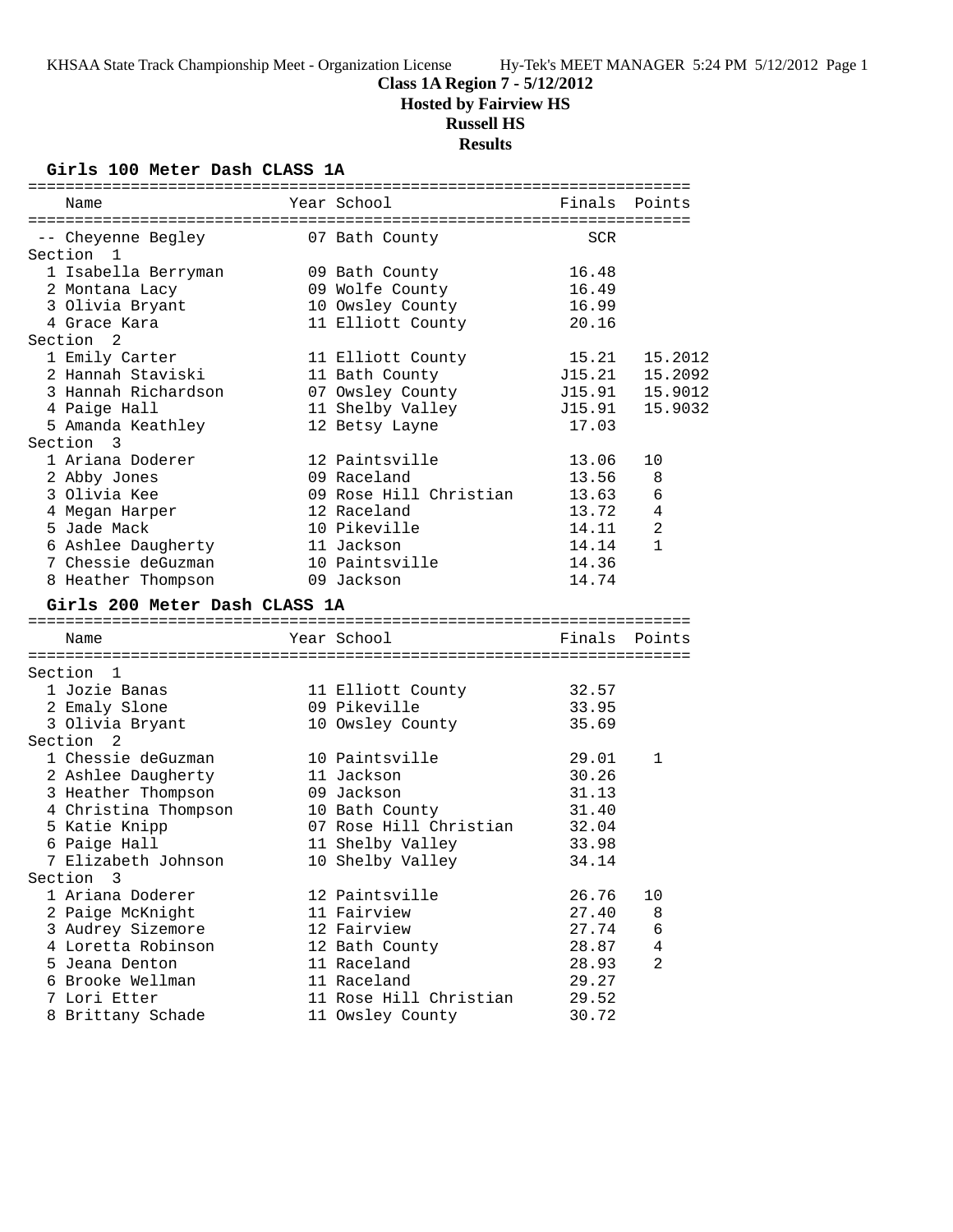**Class 1A Region 7 - 5/12/2012**
**Hosted by Fairview HS**
**Russell HS**
**Results**

### Girls 100 Meter Dash CLASS 1A

| Name | Year | School | Finals | Points |
|---|---|---|---|---|
| -- Cheyenne Begley | 07 | Bath County | SCR | |
| **Section 1** | | | | |
| 1 Isabella Berryman | 09 | Bath County | 16.48 | |
| 2 Montana Lacy | 09 | Wolfe County | 16.49 | |
| 3 Olivia Bryant | 10 | Owsley County | 16.99 | |
| 4 Grace Kara | 11 | Elliott County | 20.16 | |
| **Section 2** | | | | |
| 1 Emily Carter | 11 | Elliott County | 15.21 | 15.2012 |
| 2 Hannah Staviski | 11 | Bath County | J15.21 | 15.2092 |
| 3 Hannah Richardson | 07 | Owsley County | J15.91 | 15.9012 |
| 4 Paige Hall | 11 | Shelby Valley | J15.91 | 15.9032 |
| 5 Amanda Keathley | 12 | Betsy Layne | 17.03 | |
| **Section 3** | | | | |
| 1 Ariana Doderer | 12 | Paintsville | 13.06 | 10 |
| 2 Abby Jones | 09 | Raceland | 13.56 | 8 |
| 3 Olivia Kee | 09 | Rose Hill Christian | 13.63 | 6 |
| 4 Megan Harper | 12 | Raceland | 13.72 | 4 |
| 5 Jade Mack | 10 | Pikeville | 14.11 | 2 |
| 6 Ashlee Daugherty | 11 | Jackson | 14.14 | 1 |
| 7 Chessie deGuzman | 10 | Paintsville | 14.36 | |
| 8 Heather Thompson | 09 | Jackson | 14.74 | |

### Girls 200 Meter Dash CLASS 1A

| Name | Year | School | Finals | Points |
|---|---|---|---|---|
| **Section 1** | | | | |
| 1 Jozie Banas | 11 | Elliott County | 32.57 | |
| 2 Emaly Slone | 09 | Pikeville | 33.95 | |
| 3 Olivia Bryant | 10 | Owsley County | 35.69 | |
| **Section 2** | | | | |
| 1 Chessie deGuzman | 10 | Paintsville | 29.01 | 1 |
| 2 Ashlee Daugherty | 11 | Jackson | 30.26 | |
| 3 Heather Thompson | 09 | Jackson | 31.13 | |
| 4 Christina Thompson | 10 | Bath County | 31.40 | |
| 5 Katie Knipp | 07 | Rose Hill Christian | 32.04 | |
| 6 Paige Hall | 11 | Shelby Valley | 33.98 | |
| 7 Elizabeth Johnson | 10 | Shelby Valley | 34.14 | |
| **Section 3** | | | | |
| 1 Ariana Doderer | 12 | Paintsville | 26.76 | 10 |
| 2 Paige McKnight | 11 | Fairview | 27.40 | 8 |
| 3 Audrey Sizemore | 12 | Fairview | 27.74 | 6 |
| 4 Loretta Robinson | 12 | Bath County | 28.87 | 4 |
| 5 Jeana Denton | 11 | Raceland | 28.93 | 2 |
| 6 Brooke Wellman | 11 | Raceland | 29.27 | |
| 7 Lori Etter | 11 | Rose Hill Christian | 29.52 | |
| 8 Brittany Schade | 11 | Owsley County | 30.72 | |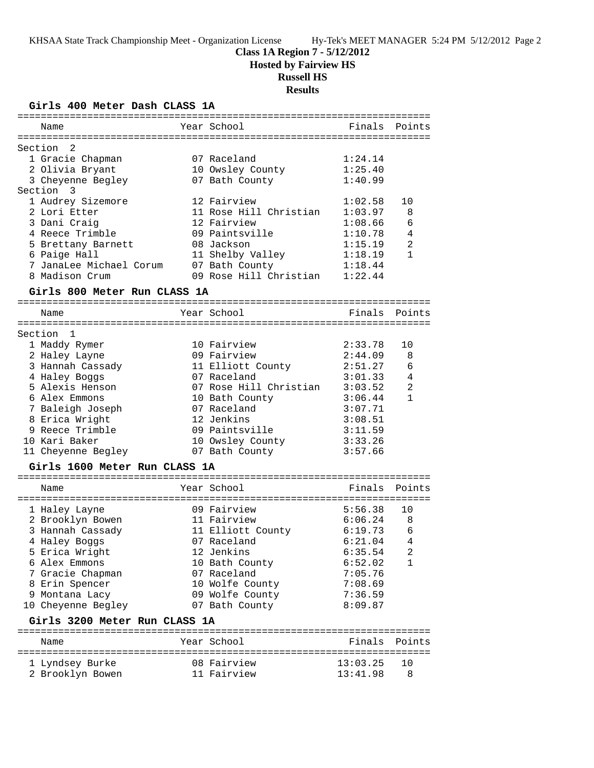**Class 1A Region 7 - 5/12/2012**

**Hosted by Fairview HS**

**Russell HS**

**Results**

### Girls 400 Meter Dash CLASS 1A

| | Name | Year | School | Finals | Points |
|---|---|---|---|---|---|
| **Section 2** | | | | | |
| 1 | Gracie Chapman | 07 | Raceland | 1:24.14 | |
| 2 | Olivia Bryant | 10 | Owsley County | 1:25.40 | |
| 3 | Cheyenne Begley | 07 | Bath County | 1:40.99 | |
| **Section 3** | | | | | |
| 1 | Audrey Sizemore | 12 | Fairview | 1:02.58 | 10 |
| 2 | Lori Etter | 11 | Rose Hill Christian | 1:03.97 | 8 |
| 3 | Dani Craig | 12 | Fairview | 1:08.66 | 6 |
| 4 | Reece Trimble | 09 | Paintsville | 1:10.78 | 4 |
| 5 | Brettany Barnett | 08 | Jackson | 1:15.19 | 2 |
| 6 | Paige Hall | 11 | Shelby Valley | 1:18.19 | 1 |
| 7 | JanaLee Michael Corum | 07 | Bath County | 1:18.44 | |
| 8 | Madison Crum | 09 | Rose Hill Christian | 1:22.44 | |

### Girls 800 Meter Run CLASS 1A

| | Name | Year | School | Finals | Points |
|---|---|---|---|---|---|
| **Section 1** | | | | | |
| 1 | Maddy Rymer | 10 | Fairview | 2:33.78 | 10 |
| 2 | Haley Layne | 09 | Fairview | 2:44.09 | 8 |
| 3 | Hannah Cassady | 11 | Elliott County | 2:51.27 | 6 |
| 4 | Haley Boggs | 07 | Raceland | 3:01.33 | 4 |
| 5 | Alexis Henson | 07 | Rose Hill Christian | 3:03.52 | 2 |
| 6 | Alex Emmons | 10 | Bath County | 3:06.44 | 1 |
| 7 | Baleigh Joseph | 07 | Raceland | 3:07.71 | |
| 8 | Erica Wright | 12 | Jenkins | 3:08.51 | |
| 9 | Reece Trimble | 09 | Paintsville | 3:11.59 | |
| 10 | Kari Baker | 10 | Owsley County | 3:33.26 | |
| 11 | Cheyenne Begley | 07 | Bath County | 3:57.66 | |

### Girls 1600 Meter Run CLASS 1A

| | Name | Year | School | Finals | Points |
|---|---|---|---|---|---|
| 1 | Haley Layne | 09 | Fairview | 5:56.38 | 10 |
| 2 | Brooklyn Bowen | 11 | Fairview | 6:06.24 | 8 |
| 3 | Hannah Cassady | 11 | Elliott County | 6:19.73 | 6 |
| 4 | Haley Boggs | 07 | Raceland | 6:21.04 | 4 |
| 5 | Erica Wright | 12 | Jenkins | 6:35.54 | 2 |
| 6 | Alex Emmons | 10 | Bath County | 6:52.02 | 1 |
| 7 | Gracie Chapman | 07 | Raceland | 7:05.76 | |
| 8 | Erin Spencer | 10 | Wolfe County | 7:08.69 | |
| 9 | Montana Lacy | 09 | Wolfe County | 7:36.59 | |
| 10 | Cheyenne Begley | 07 | Bath County | 8:09.87 | |

### Girls 3200 Meter Run CLASS 1A

| | Name | Year | School | Finals | Points |
|---|---|---|---|---|---|
| 1 | Lyndsey Burke | 08 | Fairview | 13:03.25 | 10 |
| 2 | Brooklyn Bowen | 11 | Fairview | 13:41.98 | 8 |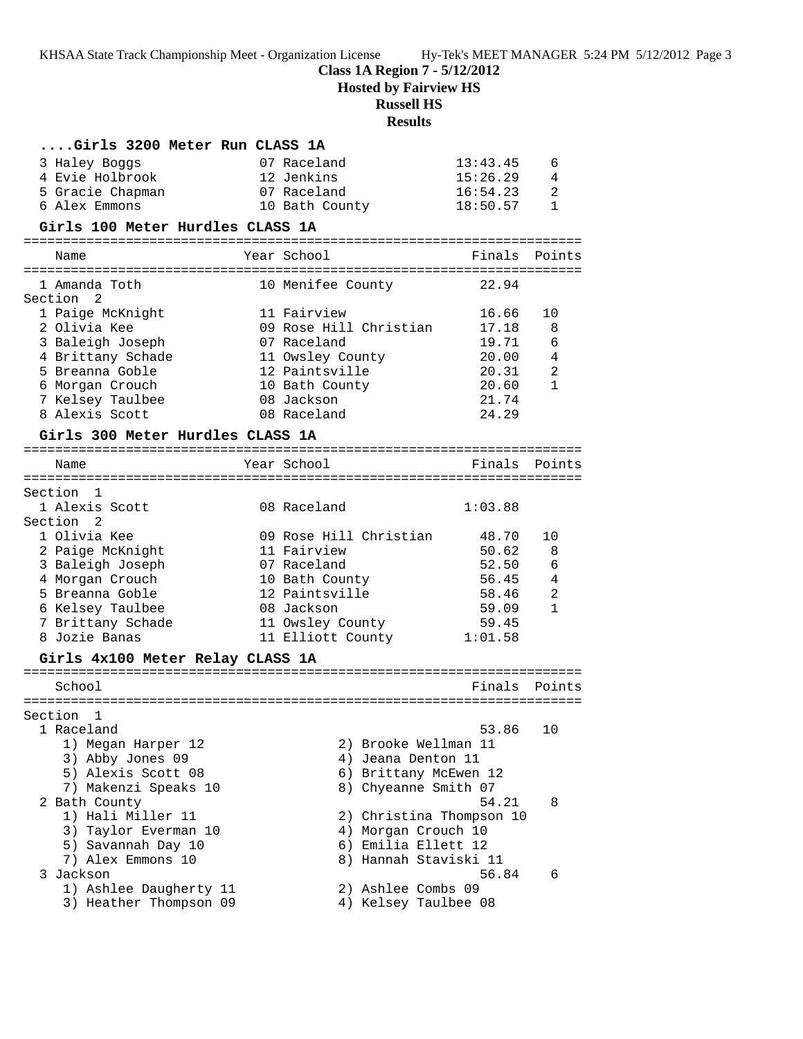**Class 1A Region 7 - 5/12/2012**
**Hosted by Fairview HS**
**Russell HS**
**Results**

### ....Girls 3200 Meter Run CLASS 1A

| Place | Name | Year | School | Finals | Points |
|---|---|---|---|---|---|
| 3 | Haley Boggs | 07 | Raceland | 13:43.45 | 6 |
| 4 | Evie Holbrook | 12 | Jenkins | 15:26.29 | 4 |
| 5 | Gracie Chapman | 07 | Raceland | 16:54.23 | 2 |
| 6 | Alex Emmons | 10 | Bath County | 18:50.57 | 1 |

### Girls 100 Meter Hurdles CLASS 1A

| Place | Name | Year | School | Finals | Points |
|---|---|---|---|---|---|
| 1 | Amanda Toth | 10 | Menifee County | 22.94 | |
| **Section 2** | | | | | |
| 1 | Paige McKnight | 11 | Fairview | 16.66 | 10 |
| 2 | Olivia Kee | 09 | Rose Hill Christian | 17.18 | 8 |
| 3 | Baleigh Joseph | 07 | Raceland | 19.71 | 6 |
| 4 | Brittany Schade | 11 | Owsley County | 20.00 | 4 |
| 5 | Breanna Goble | 12 | Paintsville | 20.31 | 2 |
| 6 | Morgan Crouch | 10 | Bath County | 20.60 | 1 |
| 7 | Kelsey Taulbee | 08 | Jackson | 21.74 | |
| 8 | Alexis Scott | 08 | Raceland | 24.29 | |

### Girls 300 Meter Hurdles CLASS 1A

| Place | Name | Year | School | Finals | Points |
|---|---|---|---|---|---|
| **Section 1** | | | | | |
| 1 | Alexis Scott | 08 | Raceland | 1:03.88 | |
| **Section 2** | | | | | |
| 1 | Olivia Kee | 09 | Rose Hill Christian | 48.70 | 10 |
| 2 | Paige McKnight | 11 | Fairview | 50.62 | 8 |
| 3 | Baleigh Joseph | 07 | Raceland | 52.50 | 6 |
| 4 | Morgan Crouch | 10 | Bath County | 56.45 | 4 |
| 5 | Breanna Goble | 12 | Paintsville | 58.46 | 2 |
| 6 | Kelsey Taulbee | 08 | Jackson | 59.09 | 1 |
| 7 | Brittany Schade | 11 | Owsley County | 59.45 | |
| 8 | Jozie Banas | 11 | Elliott County | 1:01.58 | |

### Girls 4x100 Meter Relay CLASS 1A

| Place | School | Finals | Points |
|---|---|---|---|
| **Section 1** | | | |
| 1 | Raceland | 53.86 | 10 |
| | 1) Megan Harper 12, 2) Brooke Wellman 11, 3) Abby Jones 09, 4) Jeana Denton 11, 5) Alexis Scott 08, 6) Brittany McEwen 12, 7) Makenzi Speaks 10, 8) Chyeanne Smith 07 | | |
| 2 | Bath County | 54.21 | 8 |
| | 1) Hali Miller 11, 2) Christina Thompson 10, 3) Taylor Everman 10, 4) Morgan Crouch 10, 5) Savannah Day 10, 6) Emilia Ellett 12, 7) Alex Emmons 10, 8) Hannah Staviski 11 | | |
| 3 | Jackson | 56.84 | 6 |
| | 1) Ashlee Daugherty 11, 2) Ashlee Combs 09, 3) Heather Thompson 09, 4) Kelsey Taulbee 08 | | |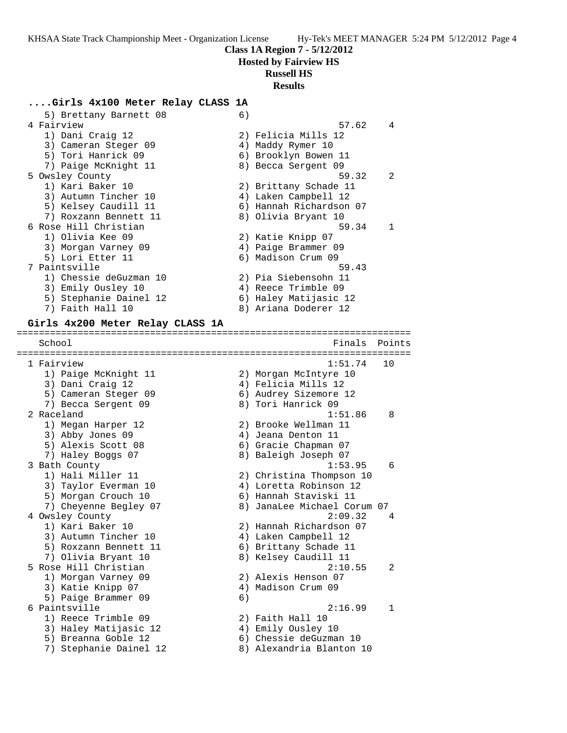**Class 1A Region 7 - 5/12/2012**

**Hosted by Fairview HS**

**Russell HS**

**Results**

### ....Girls 4x100 Meter Relay CLASS 1A

```
   5) Brettany Barnett 08             6)
 4 Fairview                                             57.62    4
   1) Dani Craig 12                   2) Felicia Mills 12
   3) Cameran Steger 09               4) Maddy Rymer 10
   5) Tori Hanrick 09                 6) Brooklyn Bowen 11
   7) Paige McKnight 11               8) Becca Sergent 09
 5 Owsley County                                        59.32    2
   1) Kari Baker 10                   2) Brittany Schade 11
   3) Autumn Tincher 10               4) Laken Campbell 12
   5) Kelsey Caudill 11               6) Hannah Richardson 07
   7) Roxzann Bennett 11              8) Olivia Bryant 10
 6 Rose Hill Christian                                  59.34    1
   1) Olivia Kee 09                   2) Katie Knipp 07
   3) Morgan Varney 09                4) Paige Brammer 09
   5) Lori Etter 11                   6) Madison Crum 09
 7 Paintsville                                          59.43
   1) Chessie deGuzman 10             2) Pia Siebensohn 11
   3) Emily Ousley 10                 4) Reece Trimble 09
   5) Stephanie Dainel 12             6) Haley Matijasic 12
   7) Faith Hall 10                   8) Ariana Doderer 12
```

### Girls 4x200 Meter Relay CLASS 1A

```
=======================================================================
    School                                            Finals  Points
=======================================================================
 1 Fairview                                           1:51.74   10
   1) Paige McKnight 11               2) Morgan McIntyre 10
   3) Dani Craig 12                   4) Felicia Mills 12
   5) Cameran Steger 09               6) Audrey Sizemore 12
   7) Becca Sergent 09                8) Tori Hanrick 09
 2 Raceland                                           1:51.86    8
   1) Megan Harper 12                 2) Brooke Wellman 11
   3) Abby Jones 09                   4) Jeana Denton 11
   5) Alexis Scott 08                 6) Gracie Chapman 07
   7) Haley Boggs 07                  8) Baleigh Joseph 07
 3 Bath County                                        1:53.95    6
   1) Hali Miller 11                  2) Christina Thompson 10
   3) Taylor Everman 10               4) Loretta Robinson 12
   5) Morgan Crouch 10                6) Hannah Staviski 11
   7) Cheyenne Begley 07              8) JanaLee Michael Corum 07
 4 Owsley County                                      2:09.32    4
   1) Kari Baker 10                   2) Hannah Richardson 07
   3) Autumn Tincher 10               4) Laken Campbell 12
   5) Roxzann Bennett 11              6) Brittany Schade 11
   7) Olivia Bryant 10                8) Kelsey Caudill 11
 5 Rose Hill Christian                                2:10.55    2
   1) Morgan Varney 09                2) Alexis Henson 07
   3) Katie Knipp 07                  4) Madison Crum 09
   5) Paige Brammer 09                6)
 6 Paintsville                                        2:16.99    1
   1) Reece Trimble 09                2) Faith Hall 10
   3) Haley Matijasic 12              4) Emily Ousley 10
   5) Breanna Goble 12                6) Chessie deGuzman 10
   7) Stephanie Dainel 12             8) Alexandria Blanton 10
```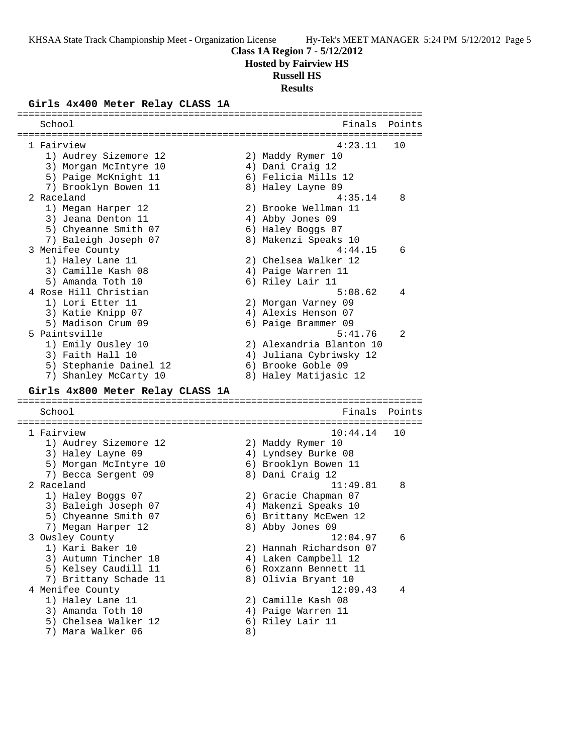**Class 1A Region 7 - 5/12/2012**
**Hosted by Fairview HS**
**Russell HS**
**Results**

### Girls 4x400 Meter Relay CLASS 1A

| School | Finals | Points |
|---|---|---|
| 1 Fairview | 4:23.11 | 10 |
| 1) Audrey Sizemore 12; 2) Maddy Rymer 10; 3) Morgan McIntyre 10; 4) Dani Craig 12; 5) Paige McKnight 11; 6) Felicia Mills 12; 7) Brooklyn Bowen 11; 8) Haley Layne 09 | | |
| 2 Raceland | 4:35.14 | 8 |
| 1) Megan Harper 12; 2) Brooke Wellman 11; 3) Jeana Denton 11; 4) Abby Jones 09; 5) Chyeanne Smith 07; 6) Haley Boggs 07; 7) Baleigh Joseph 07; 8) Makenzi Speaks 10 | | |
| 3 Menifee County | 4:44.15 | 6 |
| 1) Haley Lane 11; 2) Chelsea Walker 12; 3) Camille Kash 08; 4) Paige Warren 11; 5) Amanda Toth 10; 6) Riley Lair 11 | | |
| 4 Rose Hill Christian | 5:08.62 | 4 |
| 1) Lori Etter 11; 2) Morgan Varney 09; 3) Katie Knipp 07; 4) Alexis Henson 07; 5) Madison Crum 09; 6) Paige Brammer 09 | | |
| 5 Paintsville | 5:41.76 | 2 |
| 1) Emily Ousley 10; 2) Alexandria Blanton 10; 3) Faith Hall 10; 4) Juliana Cybriwsky 12; 5) Stephanie Dainel 12; 6) Brooke Goble 09; 7) Shanley McCarty 10; 8) Haley Matijasic 12 | | |

### Girls 4x800 Meter Relay CLASS 1A

| School | Finals | Points |
|---|---|---|
| 1 Fairview | 10:44.14 | 10 |
| 1) Audrey Sizemore 12; 2) Maddy Rymer 10; 3) Haley Layne 09; 4) Lyndsey Burke 08; 5) Morgan McIntyre 10; 6) Brooklyn Bowen 11; 7) Becca Sergent 09; 8) Dani Craig 12 | | |
| 2 Raceland | 11:49.81 | 8 |
| 1) Haley Boggs 07; 2) Gracie Chapman 07; 3) Baleigh Joseph 07; 4) Makenzi Speaks 10; 5) Chyeanne Smith 07; 6) Brittany McEwen 12; 7) Megan Harper 12; 8) Abby Jones 09 | | |
| 3 Owsley County | 12:04.97 | 6 |
| 1) Kari Baker 10; 2) Hannah Richardson 07; 3) Autumn Tincher 10; 4) Laken Campbell 12; 5) Kelsey Caudill 11; 6) Roxzann Bennett 11; 7) Brittany Schade 11; 8) Olivia Bryant 10 | | |
| 4 Menifee County | 12:09.43 | 4 |
| 1) Haley Lane 11; 2) Camille Kash 08; 3) Amanda Toth 10; 4) Paige Warren 11; 5) Chelsea Walker 12; 6) Riley Lair 11; 7) Mara Walker 06; 8) | | |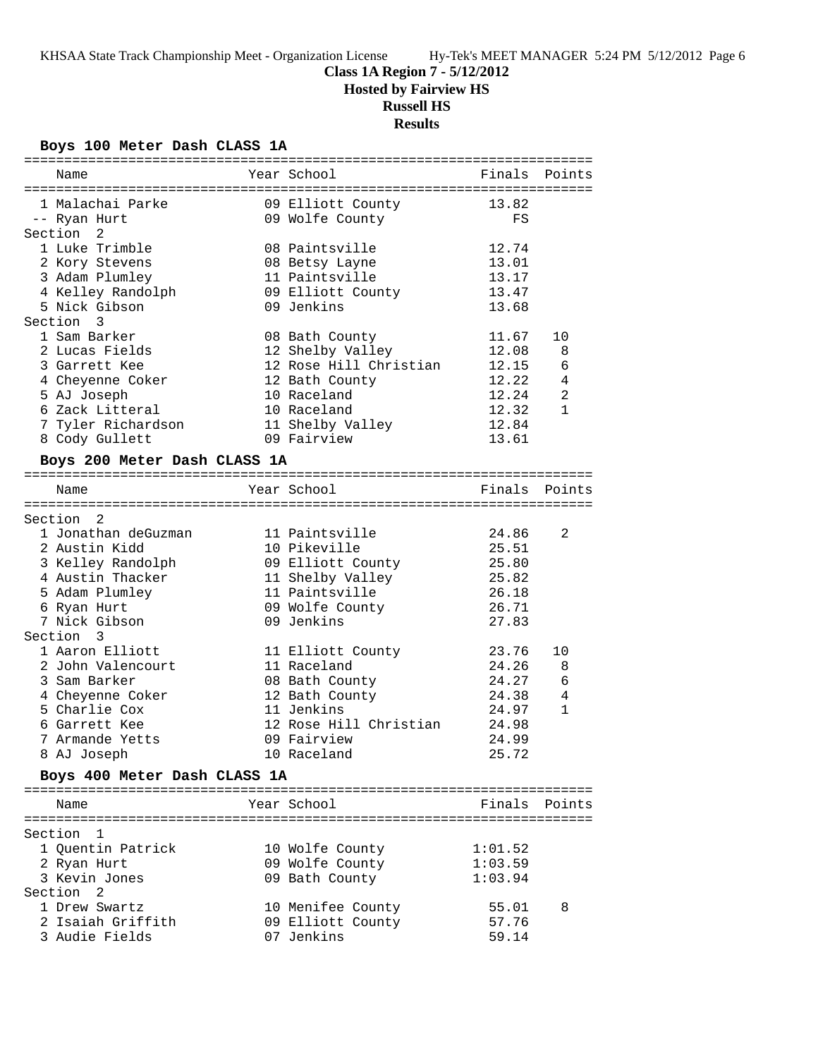# Class 1A Region 7 - 5/12/2012

## Hosted by Fairview HS

## Russell HS

## Results

### Boys 100 Meter Dash CLASS 1A

| Name | Year | School | Finals | Points |
|---|---|---|---|---|
| 1 Malachai Parke | 09 | Elliott County | 13.82 | |
| -- Ryan Hurt | 09 | Wolfe County | FS | |
| **Section 2** | | | | |
| 1 Luke Trimble | 08 | Paintsville | 12.74 | |
| 2 Kory Stevens | 08 | Betsy Layne | 13.01 | |
| 3 Adam Plumley | 11 | Paintsville | 13.17 | |
| 4 Kelley Randolph | 09 | Elliott County | 13.47 | |
| 5 Nick Gibson | 09 | Jenkins | 13.68 | |
| **Section 3** | | | | |
| 1 Sam Barker | 08 | Bath County | 11.67 | 10 |
| 2 Lucas Fields | 12 | Shelby Valley | 12.08 | 8 |
| 3 Garrett Kee | 12 | Rose Hill Christian | 12.15 | 6 |
| 4 Cheyenne Coker | 12 | Bath County | 12.22 | 4 |
| 5 AJ Joseph | 10 | Raceland | 12.24 | 2 |
| 6 Zack Litteral | 10 | Raceland | 12.32 | 1 |
| 7 Tyler Richardson | 11 | Shelby Valley | 12.84 | |
| 8 Cody Gullett | 09 | Fairview | 13.61 | |

### Boys 200 Meter Dash CLASS 1A

| Name | Year | School | Finals | Points |
|---|---|---|---|---|
| **Section 2** | | | | |
| 1 Jonathan deGuzman | 11 | Paintsville | 24.86 | 2 |
| 2 Austin Kidd | 10 | Pikeville | 25.51 | |
| 3 Kelley Randolph | 09 | Elliott County | 25.80 | |
| 4 Austin Thacker | 11 | Shelby Valley | 25.82 | |
| 5 Adam Plumley | 11 | Paintsville | 26.18 | |
| 6 Ryan Hurt | 09 | Wolfe County | 26.71 | |
| 7 Nick Gibson | 09 | Jenkins | 27.83 | |
| **Section 3** | | | | |
| 1 Aaron Elliott | 11 | Elliott County | 23.76 | 10 |
| 2 John Valencourt | 11 | Raceland | 24.26 | 8 |
| 3 Sam Barker | 08 | Bath County | 24.27 | 6 |
| 4 Cheyenne Coker | 12 | Bath County | 24.38 | 4 |
| 5 Charlie Cox | 11 | Jenkins | 24.97 | 1 |
| 6 Garrett Kee | 12 | Rose Hill Christian | 24.98 | |
| 7 Armande Yetts | 09 | Fairview | 24.99 | |
| 8 AJ Joseph | 10 | Raceland | 25.72 | |

### Boys 400 Meter Dash CLASS 1A

| Name | Year | School | Finals | Points |
|---|---|---|---|---|
| **Section 1** | | | | |
| 1 Quentin Patrick | 10 | Wolfe County | 1:01.52 | |
| 2 Ryan Hurt | 09 | Wolfe County | 1:03.59 | |
| 3 Kevin Jones | 09 | Bath County | 1:03.94 | |
| **Section 2** | | | | |
| 1 Drew Swartz | 10 | Menifee County | 55.01 | 8 |
| 2 Isaiah Griffith | 09 | Elliott County | 57.76 | |
| 3 Audie Fields | 07 | Jenkins | 59.14 | |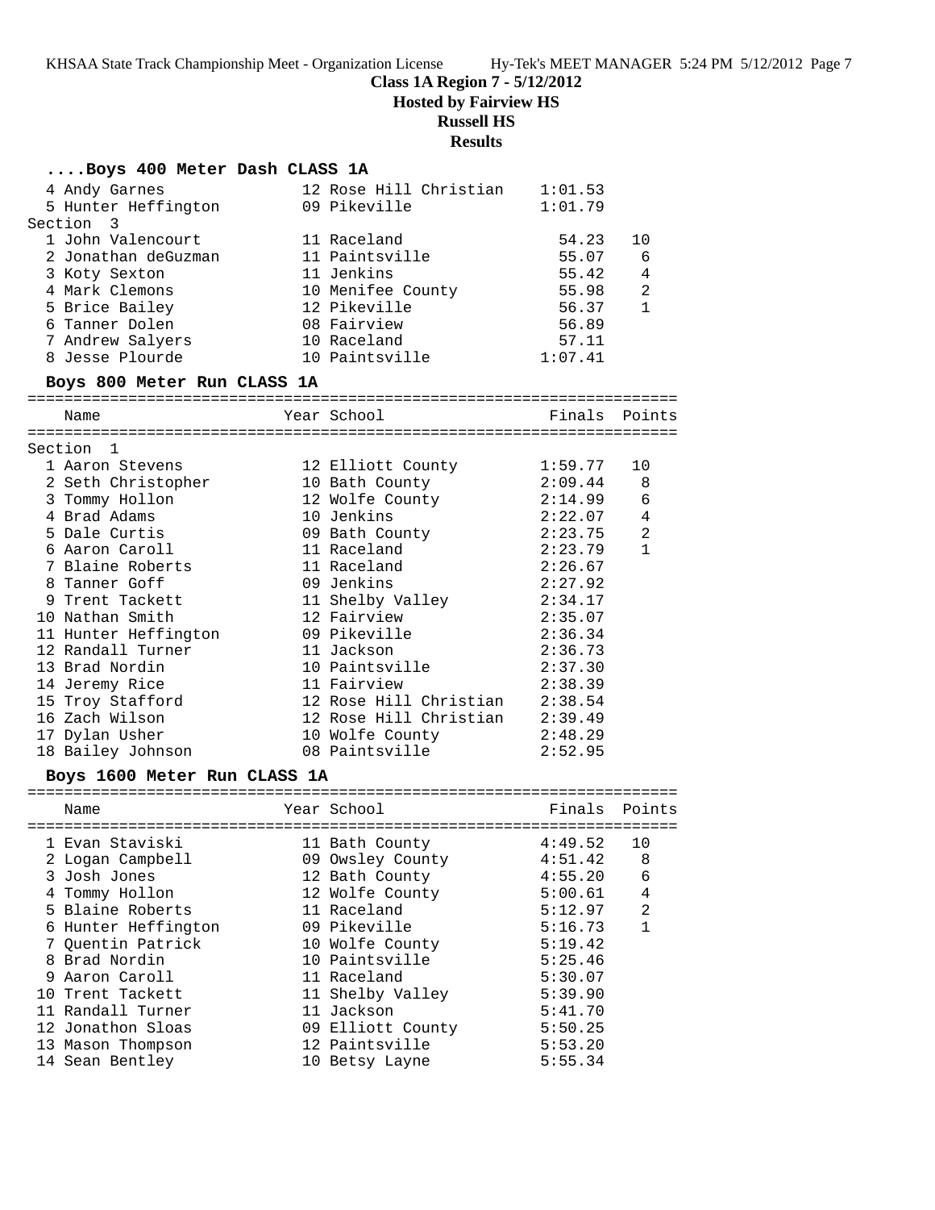**Class 1A Region 7 - 5/12/2012**
**Hosted by Fairview HS**
**Russell HS**
**Results**

### ....Boys 400 Meter Dash CLASS 1A

| Place | Name | Year | School | Finals | Points |
|---|---|---|---|---|---|
| 4 | Andy Garnes | 12 | Rose Hill Christian | 1:01.53 | |
| 5 | Hunter Heffington | 09 | Pikeville | 1:01.79 | |
| **Section 3** | | | | | |
| 1 | John Valencourt | 11 | Raceland | 54.23 | 10 |
| 2 | Jonathan deGuzman | 11 | Paintsville | 55.07 | 6 |
| 3 | Koty Sexton | 11 | Jenkins | 55.42 | 4 |
| 4 | Mark Clemons | 10 | Menifee County | 55.98 | 2 |
| 5 | Brice Bailey | 12 | Pikeville | 56.37 | 1 |
| 6 | Tanner Dolen | 08 | Fairview | 56.89 | |
| 7 | Andrew Salyers | 10 | Raceland | 57.11 | |
| 8 | Jesse Plourde | 10 | Paintsville | 1:07.41 | |

### Boys 800 Meter Run CLASS 1A

| Place | Name | Year | School | Finals | Points |
|---|---|---|---|---|---|
| **Section 1** | | | | | |
| 1 | Aaron Stevens | 12 | Elliott County | 1:59.77 | 10 |
| 2 | Seth Christopher | 10 | Bath County | 2:09.44 | 8 |
| 3 | Tommy Hollon | 12 | Wolfe County | 2:14.99 | 6 |
| 4 | Brad Adams | 10 | Jenkins | 2:22.07 | 4 |
| 5 | Dale Curtis | 09 | Bath County | 2:23.75 | 2 |
| 6 | Aaron Caroll | 11 | Raceland | 2:23.79 | 1 |
| 7 | Blaine Roberts | 11 | Raceland | 2:26.67 | |
| 8 | Tanner Goff | 09 | Jenkins | 2:27.92 | |
| 9 | Trent Tackett | 11 | Shelby Valley | 2:34.17 | |
| 10 | Nathan Smith | 12 | Fairview | 2:35.07 | |
| 11 | Hunter Heffington | 09 | Pikeville | 2:36.34 | |
| 12 | Randall Turner | 11 | Jackson | 2:36.73 | |
| 13 | Brad Nordin | 10 | Paintsville | 2:37.30 | |
| 14 | Jeremy Rice | 11 | Fairview | 2:38.39 | |
| 15 | Troy Stafford | 12 | Rose Hill Christian | 2:38.54 | |
| 16 | Zach Wilson | 12 | Rose Hill Christian | 2:39.49 | |
| 17 | Dylan Usher | 10 | Wolfe County | 2:48.29 | |
| 18 | Bailey Johnson | 08 | Paintsville | 2:52.95 | |

### Boys 1600 Meter Run CLASS 1A

| Place | Name | Year | School | Finals | Points |
|---|---|---|---|---|---|
| 1 | Evan Staviski | 11 | Bath County | 4:49.52 | 10 |
| 2 | Logan Campbell | 09 | Owsley County | 4:51.42 | 8 |
| 3 | Josh Jones | 12 | Bath County | 4:55.20 | 6 |
| 4 | Tommy Hollon | 12 | Wolfe County | 5:00.61 | 4 |
| 5 | Blaine Roberts | 11 | Raceland | 5:12.97 | 2 |
| 6 | Hunter Heffington | 09 | Pikeville | 5:16.73 | 1 |
| 7 | Quentin Patrick | 10 | Wolfe County | 5:19.42 | |
| 8 | Brad Nordin | 10 | Paintsville | 5:25.46 | |
| 9 | Aaron Caroll | 11 | Raceland | 5:30.07 | |
| 10 | Trent Tackett | 11 | Shelby Valley | 5:39.90 | |
| 11 | Randall Turner | 11 | Jackson | 5:41.70 | |
| 12 | Jonathon Sloas | 09 | Elliott County | 5:50.25 | |
| 13 | Mason Thompson | 12 | Paintsville | 5:53.20 | |
| 14 | Sean Bentley | 10 | Betsy Layne | 5:55.34 | |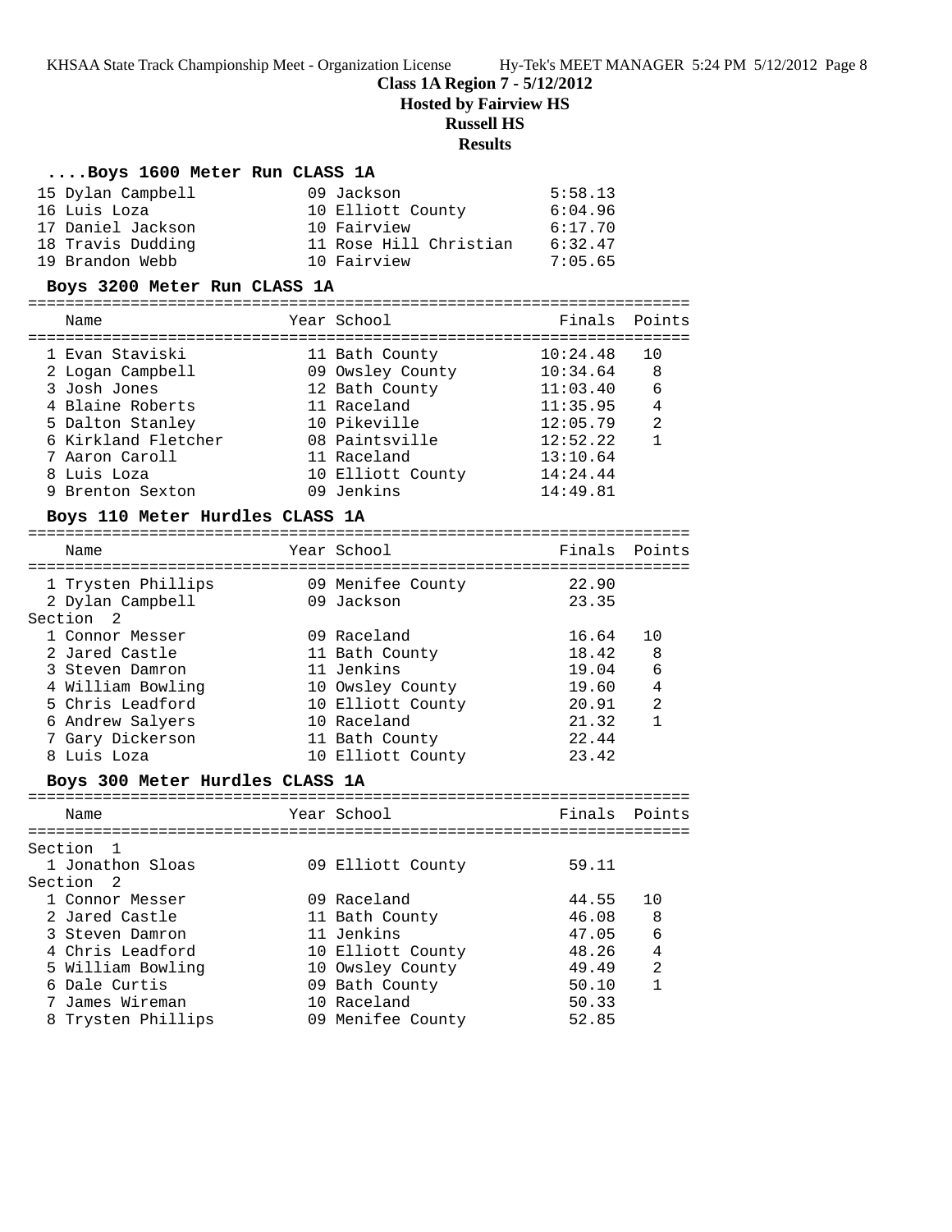**Class 1A Region 7 - 5/12/2012**
**Hosted by Fairview HS**
**Russell HS**
**Results**

### ....Boys 1600 Meter Run CLASS 1A

| Place | Name | Year | School | Finals |
|---|---|---|---|---|
| 15 | Dylan Campbell | 09 | Jackson | 5:58.13 |
| 16 | Luis Loza | 10 | Elliott County | 6:04.96 |
| 17 | Daniel Jackson | 10 | Fairview | 6:17.70 |
| 18 | Travis Dudding | 11 | Rose Hill Christian | 6:32.47 |
| 19 | Brandon Webb | 10 | Fairview | 7:05.65 |

### Boys 3200 Meter Run CLASS 1A

| Place | Name | Year | School | Finals | Points |
|---|---|---|---|---|---|
| 1 | Evan Staviski | 11 | Bath County | 10:24.48 | 10 |
| 2 | Logan Campbell | 09 | Owsley County | 10:34.64 | 8 |
| 3 | Josh Jones | 12 | Bath County | 11:03.40 | 6 |
| 4 | Blaine Roberts | 11 | Raceland | 11:35.95 | 4 |
| 5 | Dalton Stanley | 10 | Pikeville | 12:05.79 | 2 |
| 6 | Kirkland Fletcher | 08 | Paintsville | 12:52.22 | 1 |
| 7 | Aaron Caroll | 11 | Raceland | 13:10.64 | |
| 8 | Luis Loza | 10 | Elliott County | 14:24.44 | |
| 9 | Brenton Sexton | 09 | Jenkins | 14:49.81 | |

### Boys 110 Meter Hurdles CLASS 1A

| Place | Name | Year | School | Finals | Points |
|---|---|---|---|---|---|
| 1 | Trysten Phillips | 09 | Menifee County | 22.90 | |
| 2 | Dylan Campbell | 09 | Jackson | 23.35 | |
| **Section 2** | | | | | |
| 1 | Connor Messer | 09 | Raceland | 16.64 | 10 |
| 2 | Jared Castle | 11 | Bath County | 18.42 | 8 |
| 3 | Steven Damron | 11 | Jenkins | 19.04 | 6 |
| 4 | William Bowling | 10 | Owsley County | 19.60 | 4 |
| 5 | Chris Leadford | 10 | Elliott County | 20.91 | 2 |
| 6 | Andrew Salyers | 10 | Raceland | 21.32 | 1 |
| 7 | Gary Dickerson | 11 | Bath County | 22.44 | |
| 8 | Luis Loza | 10 | Elliott County | 23.42 | |

### Boys 300 Meter Hurdles CLASS 1A

| Place | Name | Year | School | Finals | Points |
|---|---|---|---|---|---|
| **Section 1** | | | | | |
| 1 | Jonathon Sloas | 09 | Elliott County | 59.11 | |
| **Section 2** | | | | | |
| 1 | Connor Messer | 09 | Raceland | 44.55 | 10 |
| 2 | Jared Castle | 11 | Bath County | 46.08 | 8 |
| 3 | Steven Damron | 11 | Jenkins | 47.05 | 6 |
| 4 | Chris Leadford | 10 | Elliott County | 48.26 | 4 |
| 5 | William Bowling | 10 | Owsley County | 49.49 | 2 |
| 6 | Dale Curtis | 09 | Bath County | 50.10 | 1 |
| 7 | James Wireman | 10 | Raceland | 50.33 | |
| 8 | Trysten Phillips | 09 | Menifee County | 52.85 | |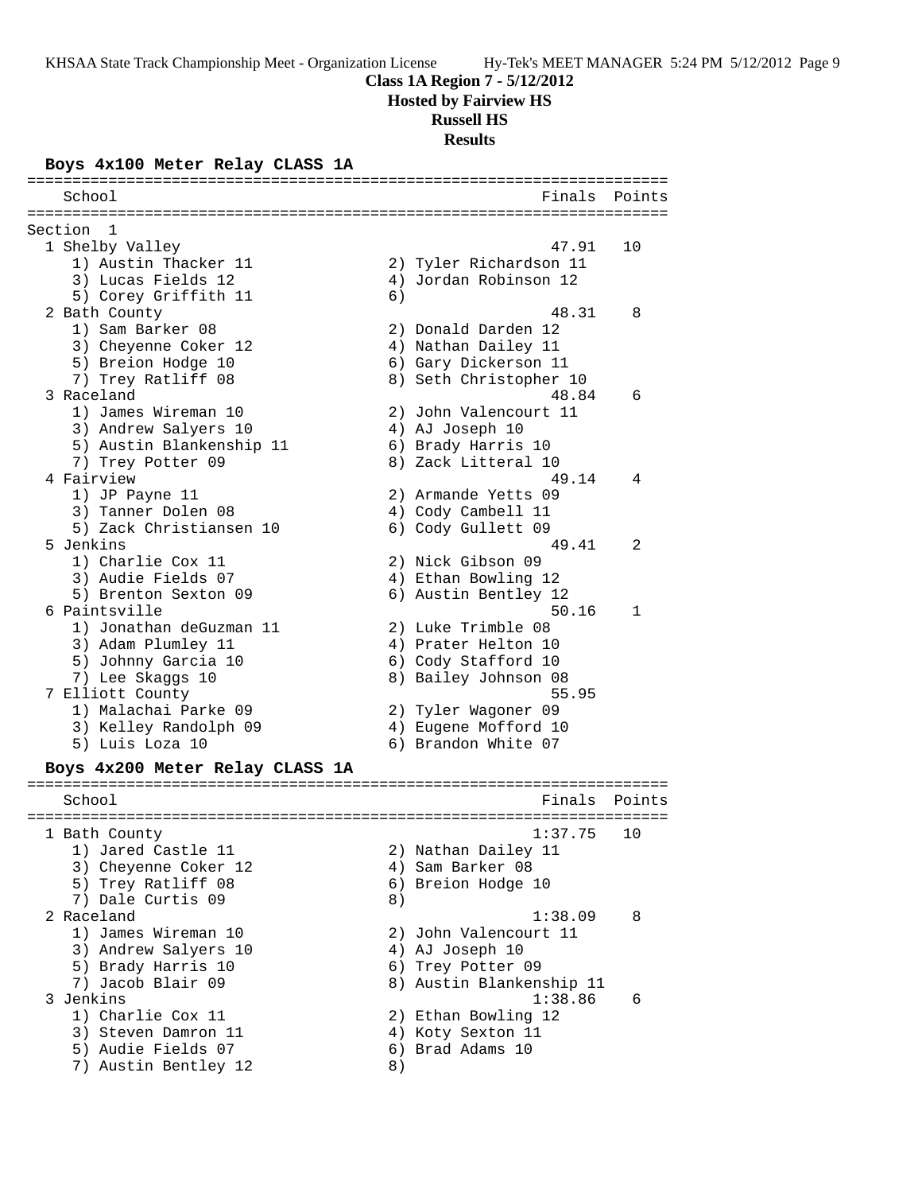**Class 1A Region 7 - 5/12/2012**
**Hosted by Fairview HS**
**Russell HS**
**Results**

### Boys 4x100 Meter Relay CLASS 1A

```
=======================================================================
    School                                               Finals  Points
=======================================================================
Section  1
  1 Shelby Valley                                         47.91   10
     1) Austin Thacker 11               2) Tyler Richardson 11
     3) Lucas Fields 12                 4) Jordan Robinson 12
     5) Corey Griffith 11               6)
  2 Bath County                                           48.31    8
     1) Sam Barker 08                   2) Donald Darden 12
     3) Cheyenne Coker 12               4) Nathan Dailey 11
     5) Breion Hodge 10                 6) Gary Dickerson 11
     7) Trey Ratliff 08                 8) Seth Christopher 10
  3 Raceland                                              48.84    6
     1) James Wireman 10                2) John Valencourt 11
     3) Andrew Salyers 10               4) AJ Joseph 10
     5) Austin Blankenship 11           6) Brady Harris 10
     7) Trey Potter 09                  8) Zack Litteral 10
  4 Fairview                                              49.14    4
     1) JP Payne 11                     2) Armande Yetts 09
     3) Tanner Dolen 08                 4) Cody Cambell 11
     5) Zack Christiansen 10            6) Cody Gullett 09
  5 Jenkins                                               49.41    2
     1) Charlie Cox 11                  2) Nick Gibson 09
     3) Audie Fields 07                 4) Ethan Bowling 12
     5) Brenton Sexton 09               6) Austin Bentley 12
  6 Paintsville                                           50.16    1
     1) Jonathan deGuzman 11            2) Luke Trimble 08
     3) Adam Plumley 11                 4) Prater Helton 10
     5) Johnny Garcia 10                6) Cody Stafford 10
     7) Lee Skaggs 10                   8) Bailey Johnson 08
  7 Elliott County                                        55.95
     1) Malachai Parke 09               2) Tyler Wagoner 09
     3) Kelley Randolph 09              4) Eugene Mofford 10
     5) Luis Loza 10                    6) Brandon White 07
```

### Boys 4x200 Meter Relay CLASS 1A

```
=======================================================================
    School                                               Finals  Points
=======================================================================
  1 Bath County                                         1:37.75   10
     1) Jared Castle 11                 2) Nathan Dailey 11
     3) Cheyenne Coker 12               4) Sam Barker 08
     5) Trey Ratliff 08                 6) Breion Hodge 10
     7) Dale Curtis 09                  8)
  2 Raceland                                            1:38.09    8
     1) James Wireman 10                2) John Valencourt 11
     3) Andrew Salyers 10               4) AJ Joseph 10
     5) Brady Harris 10                 6) Trey Potter 09
     7) Jacob Blair 09                  8) Austin Blankenship 11
  3 Jenkins                                             1:38.86    6
     1) Charlie Cox 11                  2) Ethan Bowling 12
     3) Steven Damron 11                4) Koty Sexton 11
     5) Audie Fields 07                 6) Brad Adams 10
     7) Austin Bentley 12               8)
```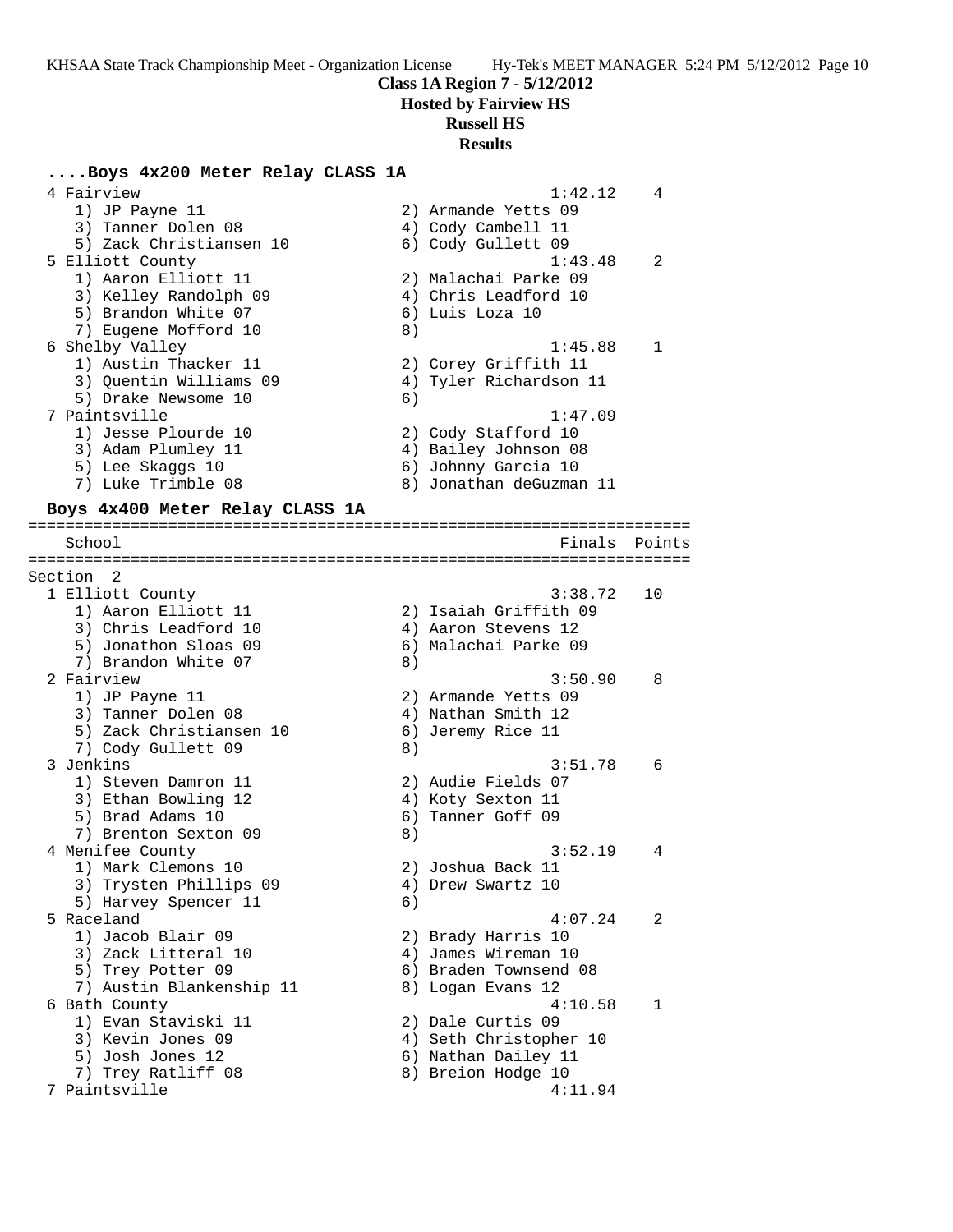**Class 1A Region 7 - 5/12/2012**
**Hosted by Fairview HS**
**Russell HS**
**Results**

### ....Boys 4x200 Meter Relay CLASS 1A

```
  4 Fairview                                          1:42.12    4
     1) JP Payne 11                    2) Armande Yetts 09
     3) Tanner Dolen 08                4) Cody Cambell 11
     5) Zack Christiansen 10           6) Cody Gullett 09
  5 Elliott County                                    1:43.48    2
     1) Aaron Elliott 11               2) Malachai Parke 09
     3) Kelley Randolph 09             4) Chris Leadford 10
     5) Brandon White 07               6) Luis Loza 10
     7) Eugene Mofford 10              8)
  6 Shelby Valley                                     1:45.88    1
     1) Austin Thacker 11              2) Corey Griffith 11
     3) Quentin Williams 09            4) Tyler Richardson 11
     5) Drake Newsome 10               6)
  7 Paintsville                                       1:47.09
     1) Jesse Plourde 10               2) Cody Stafford 10
     3) Adam Plumley 11                4) Bailey Johnson 08
     5) Lee Skaggs 10                  6) Johnny Garcia 10
     7) Luke Trimble 08                8) Jonathan deGuzman 11
```

### Boys 4x400 Meter Relay CLASS 1A

```
=======================================================================
    School                                            Finals  Points
=======================================================================
Section  2
  1 Elliott County                                    3:38.72   10
     1) Aaron Elliott 11               2) Isaiah Griffith 09
     3) Chris Leadford 10              4) Aaron Stevens 12
     5) Jonathon Sloas 09              6) Malachai Parke 09
     7) Brandon White 07               8)
  2 Fairview                                          3:50.90    8
     1) JP Payne 11                    2) Armande Yetts 09
     3) Tanner Dolen 08                4) Nathan Smith 12
     5) Zack Christiansen 10           6) Jeremy Rice 11
     7) Cody Gullett 09                8)
  3 Jenkins                                           3:51.78    6
     1) Steven Damron 11               2) Audie Fields 07
     3) Ethan Bowling 12               4) Koty Sexton 11
     5) Brad Adams 10                  6) Tanner Goff 09
     7) Brenton Sexton 09              8)
  4 Menifee County                                    3:52.19    4
     1) Mark Clemons 10                2) Joshua Back 11
     3) Trysten Phillips 09            4) Drew Swartz 10
     5) Harvey Spencer 11              6)
  5 Raceland                                          4:07.24    2
     1) Jacob Blair 09                 2) Brady Harris 10
     3) Zack Litteral 10               4) James Wireman 10
     5) Trey Potter 09                 6) Braden Townsend 08
     7) Austin Blankenship 11          8) Logan Evans 12
  6 Bath County                                       4:10.58    1
     1) Evan Staviski 11               2) Dale Curtis 09
     3) Kevin Jones 09                 4) Seth Christopher 10
     5) Josh Jones 12                  6) Nathan Dailey 11
     7) Trey Ratliff 08                8) Breion Hodge 10
  7 Paintsville                                       4:11.94
```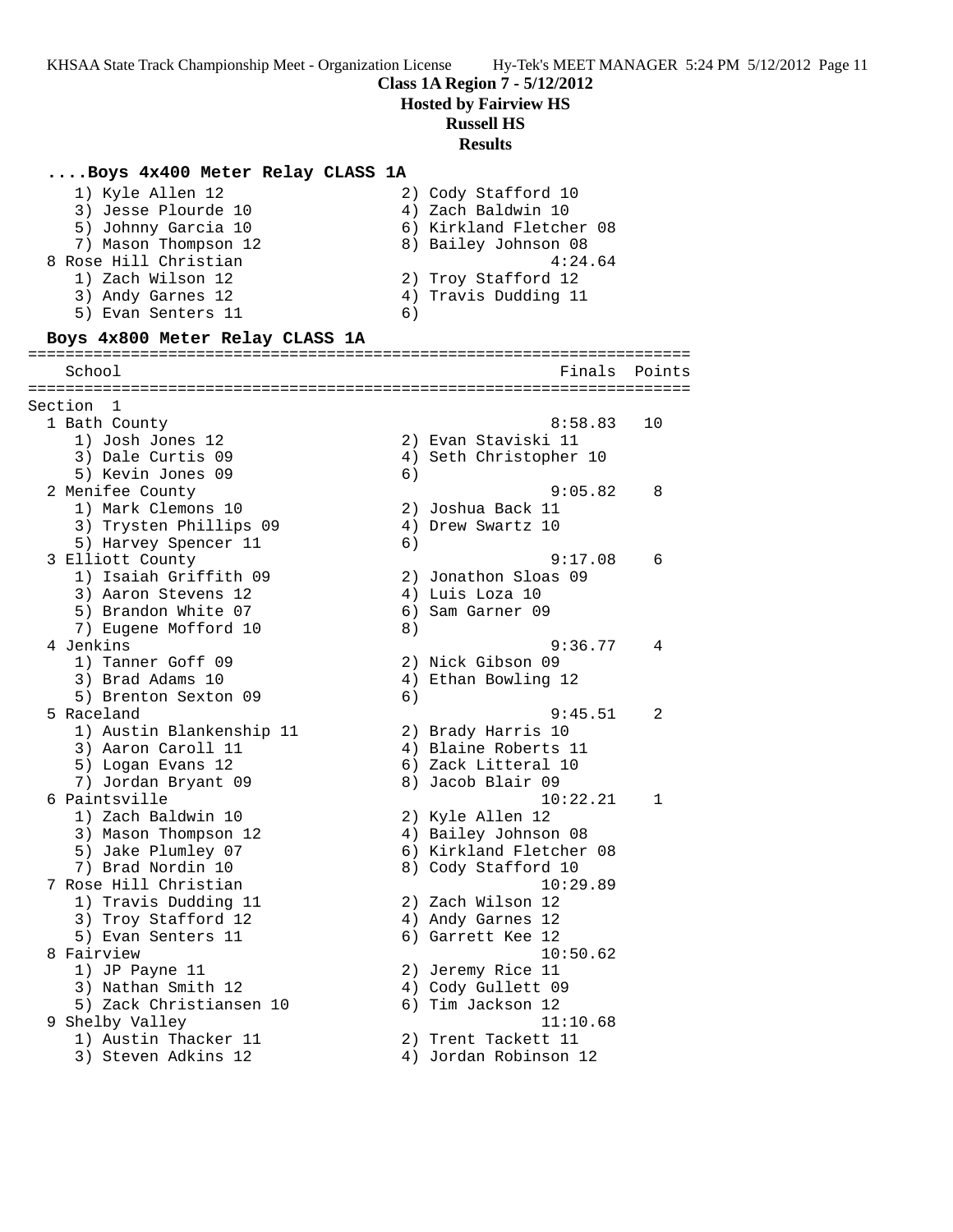**Class 1A Region 7 - 5/12/2012**

**Hosted by Fairview HS**

**Russell HS**

**Results**

### ....Boys 4x400 Meter Relay CLASS 1A

```
    1) Kyle Allen 12                  2) Cody Stafford 10
    3) Jesse Plourde 10               4) Zach Baldwin 10
    5) Johnny Garcia 10               6) Kirkland Fletcher 08
    7) Mason Thompson 12              8) Bailey Johnson 08
  8 Rose Hill Christian                          4:24.64
    1) Zach Wilson 12                 2) Troy Stafford 12
    3) Andy Garnes 12                 4) Travis Dudding 11
    5) Evan Senters 11                6)
```

### Boys 4x800 Meter Relay CLASS 1A

```
=======================================================================
    School                                               Finals  Points
=======================================================================
Section  1
  1 Bath County                                         8:58.83   10
    1) Josh Jones 12                  2) Evan Staviski 11
    3) Dale Curtis 09                 4) Seth Christopher 10
    5) Kevin Jones 09                 6)
  2 Menifee County                                      9:05.82    8
    1) Mark Clemons 10                2) Joshua Back 11
    3) Trysten Phillips 09            4) Drew Swartz 10
    5) Harvey Spencer 11              6)
  3 Elliott County                                      9:17.08    6
    1) Isaiah Griffith 09             2) Jonathon Sloas 09
    3) Aaron Stevens 12               4) Luis Loza 10
    5) Brandon White 07               6) Sam Garner 09
    7) Eugene Mofford 10              8)
  4 Jenkins                                             9:36.77    4
    1) Tanner Goff 09                 2) Nick Gibson 09
    3) Brad Adams 10                  4) Ethan Bowling 12
    5) Brenton Sexton 09              6)
  5 Raceland                                            9:45.51    2
    1) Austin Blankenship 11          2) Brady Harris 10
    3) Aaron Caroll 11                4) Blaine Roberts 11
    5) Logan Evans 12                 6) Zack Litteral 10
    7) Jordan Bryant 09               8) Jacob Blair 09
  6 Paintsville                                        10:22.21    1
    1) Zach Baldwin 10                2) Kyle Allen 12
    3) Mason Thompson 12              4) Bailey Johnson 08
    5) Jake Plumley 07                6) Kirkland Fletcher 08
    7) Brad Nordin 10                 8) Cody Stafford 10
  7 Rose Hill Christian                                10:29.89
    1) Travis Dudding 11              2) Zach Wilson 12
    3) Troy Stafford 12               4) Andy Garnes 12
    5) Evan Senters 11                6) Garrett Kee 12
  8 Fairview                                           10:50.62
    1) JP Payne 11                    2) Jeremy Rice 11
    3) Nathan Smith 12                4) Cody Gullett 09
    5) Zack Christiansen 10           6) Tim Jackson 12
  9 Shelby Valley                                      11:10.68
    1) Austin Thacker 11              2) Trent Tackett 11
    3) Steven Adkins 12               4) Jordan Robinson 12
```